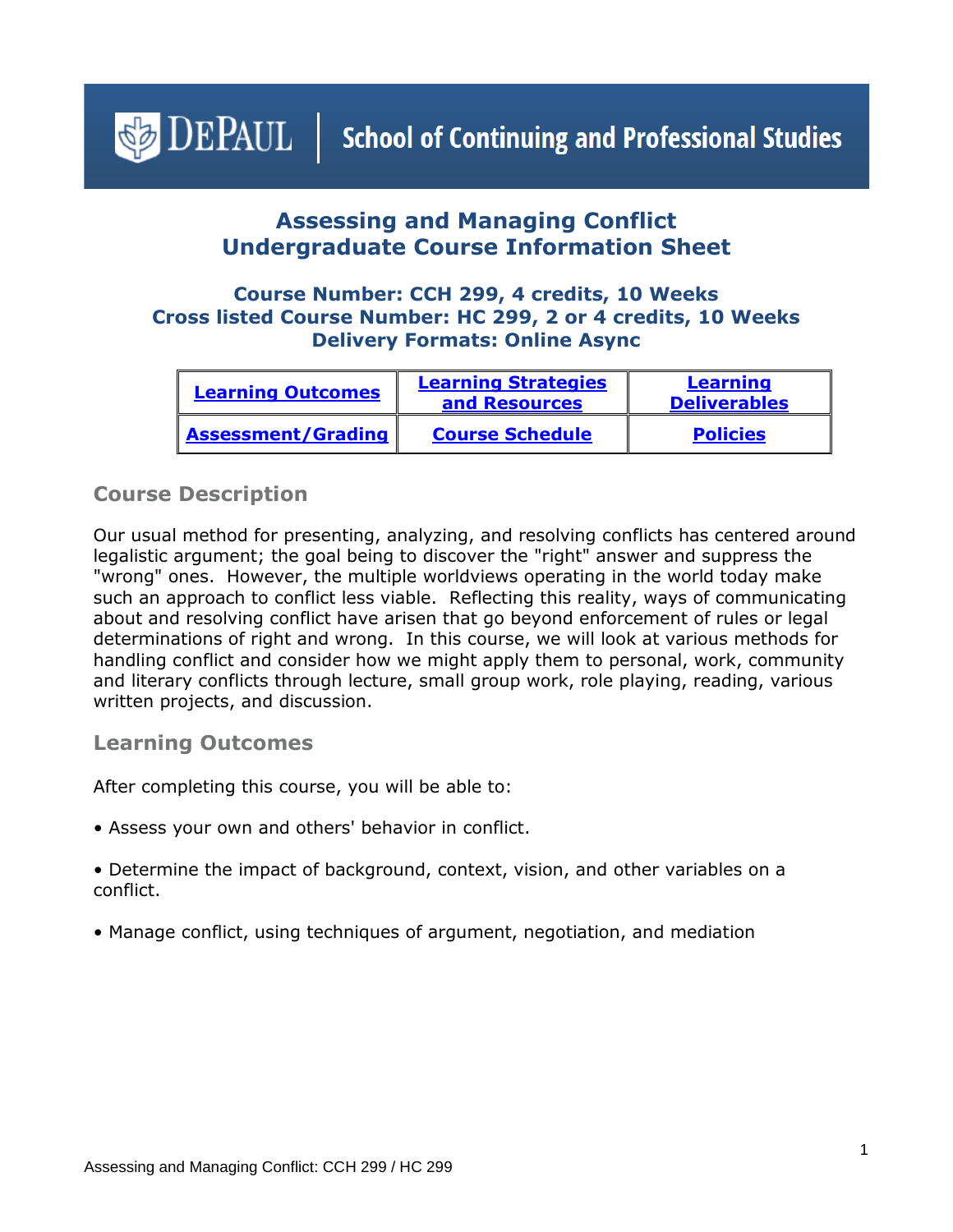DePAUL | School of Continuing and Professional Studies

# Assessing and Managing Conflict
# Undergraduate Course Information Sheet

### Course Number: CCH 299, 4 credits, 10 Weeks
### Cross listed Course Number: HC 299, 2 or 4 credits, 10 Weeks
### Delivery Formats: Online Async

| Learning Outcomes | Learning Strategies and Resources | Learning Deliverables |
|---|---|---|
| Assessment/Grading | Course Schedule | Policies |

## Course Description

Our usual method for presenting, analyzing, and resolving conflicts has centered around legalistic argument; the goal being to discover the "right" answer and suppress the "wrong" ones. However, the multiple worldviews operating in the world today make such an approach to conflict less viable. Reflecting this reality, ways of communicating about and resolving conflict have arisen that go beyond enforcement of rules or legal determinations of right and wrong. In this course, we will look at various methods for handling conflict and consider how we might apply them to personal, work, community and literary conflicts through lecture, small group work, role playing, reading, various written projects, and discussion.

## Learning Outcomes

After completing this course, you will be able to:

- Assess your own and others' behavior in conflict.
- Determine the impact of background, context, vision, and other variables on a conflict.
- Manage conflict, using techniques of argument, negotiation, and mediation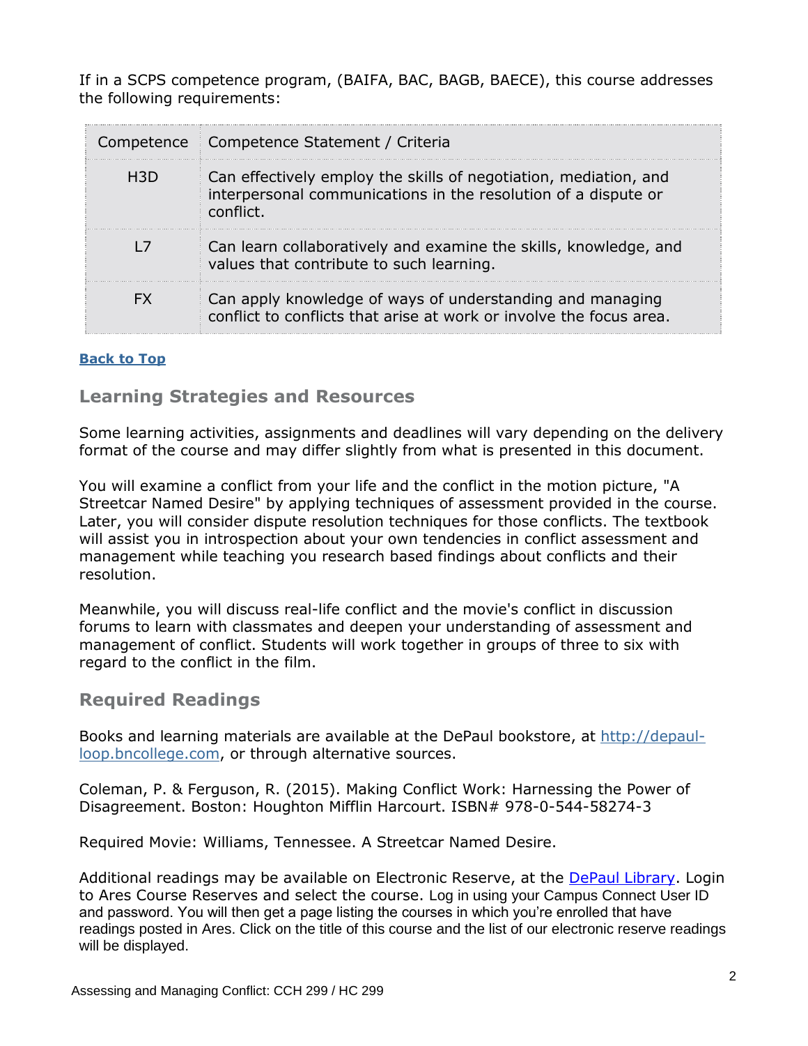If in a SCPS competence program, (BAIFA, BAC, BAGB, BAECE), this course addresses the following requirements:

| Competence | Competence Statement / Criteria |
|---|---|
| H3D | Can effectively employ the skills of negotiation, mediation, and interpersonal communications in the resolution of a dispute or conflict. |
| L7 | Can learn collaboratively and examine the skills, knowledge, and values that contribute to such learning. |
| FX | Can apply knowledge of ways of understanding and managing conflict to conflicts that arise at work or involve the focus area. |

**Back to Top**

## Learning Strategies and Resources

Some learning activities, assignments and deadlines will vary depending on the delivery format of the course and may differ slightly from what is presented in this document.

You will examine a conflict from your life and the conflict in the motion picture, "A Streetcar Named Desire" by applying techniques of assessment provided in the course. Later, you will consider dispute resolution techniques for those conflicts. The textbook will assist you in introspection about your own tendencies in conflict assessment and management while teaching you research based findings about conflicts and their resolution.

Meanwhile, you will discuss real-life conflict and the movie's conflict in discussion forums to learn with classmates and deepen your understanding of assessment and management of conflict. Students will work together in groups of three to six with regard to the conflict in the film.

## Required Readings

Books and learning materials are available at the DePaul bookstore, at http://depaul-loop.bncollege.com, or through alternative sources.

Coleman, P. & Ferguson, R. (2015). Making Conflict Work: Harnessing the Power of Disagreement. Boston: Houghton Mifflin Harcourt. ISBN# 978-0-544-58274-3

Required Movie: Williams, Tennessee. A Streetcar Named Desire.

Additional readings may be available on Electronic Reserve, at the DePaul Library. Login to Ares Course Reserves and select the course. Log in using your Campus Connect User ID and password. You will then get a page listing the courses in which you're enrolled that have readings posted in Ares. Click on the title of this course and the list of our electronic reserve readings will be displayed.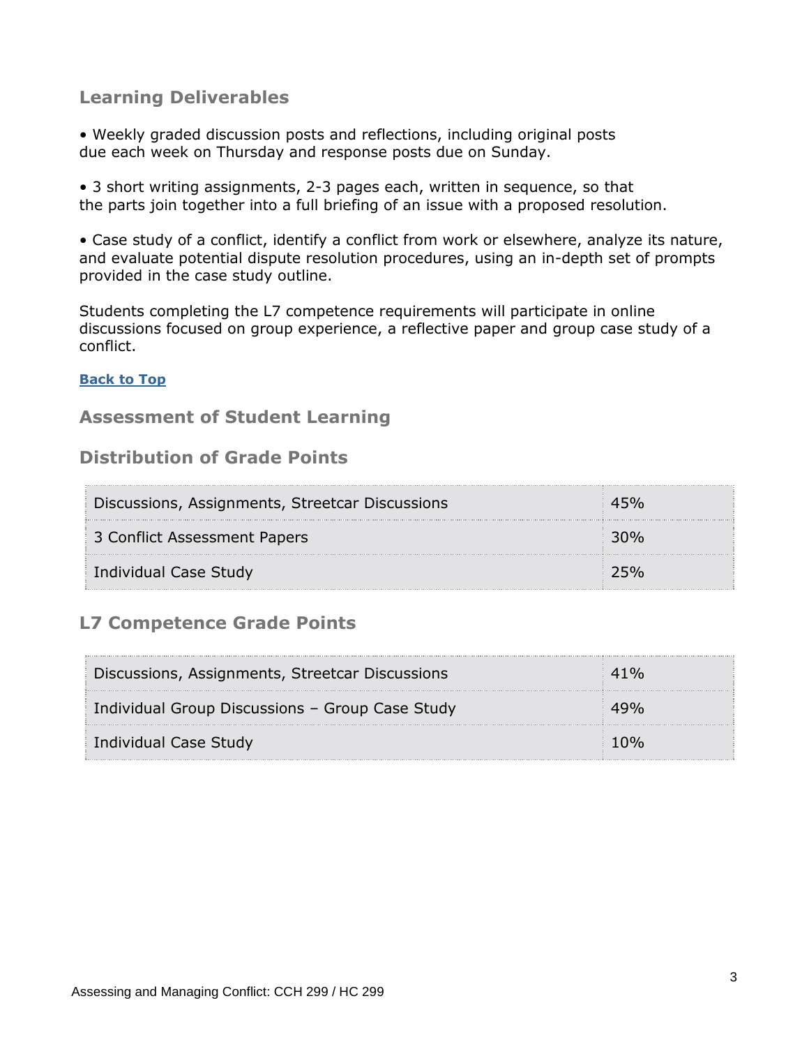## Learning Deliverables

- Weekly graded discussion posts and reflections, including original posts due each week on Thursday and response posts due on Sunday.

- 3 short writing assignments, 2-3 pages each, written in sequence, so that the parts join together into a full briefing of an issue with a proposed resolution.

- Case study of a conflict, identify a conflict from work or elsewhere, analyze its nature, and evaluate potential dispute resolution procedures, using an in-depth set of prompts provided in the case study outline.

Students completing the L7 competence requirements will participate in online discussions focused on group experience, a reflective paper and group case study of a conflict.

**Back to Top**

## Assessment of Student Learning

## Distribution of Grade Points

| Component | Percentage |
|---|---|
| Discussions, Assignments, Streetcar Discussions | 45% |
| 3 Conflict Assessment Papers | 30% |
| Individual Case Study | 25% |

## L7 Competence Grade Points

| Component | Percentage |
|---|---|
| Discussions, Assignments, Streetcar Discussions | 41% |
| Individual Group Discussions – Group Case Study | 49% |
| Individual Case Study | 10% |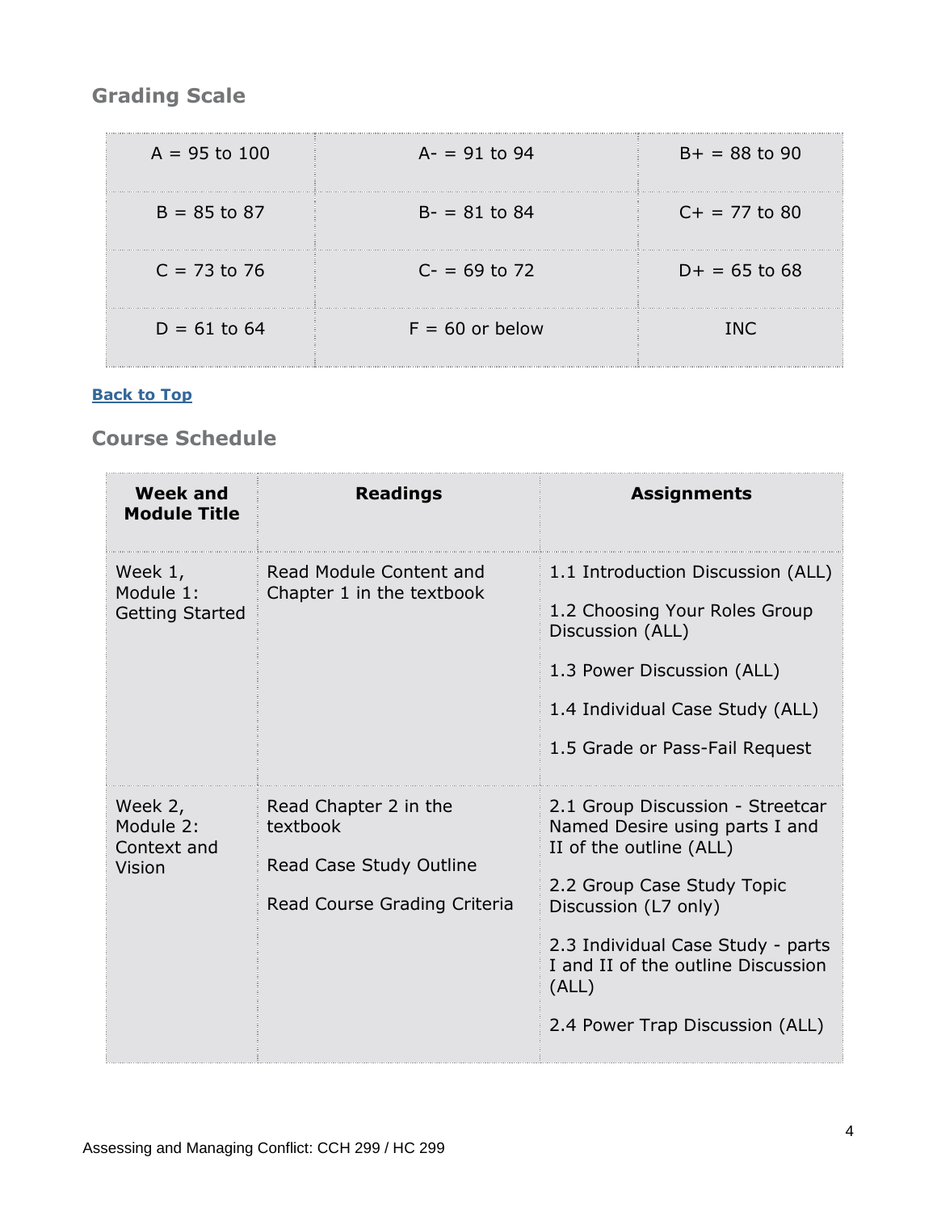## Grading Scale

| | | |
|---|---|---|
| A = 95 to 100 | A- = 91 to 94 | B+ = 88 to 90 |
| B = 85 to 87 | B- = 81 to 84 | C+ = 77 to 80 |
| C = 73 to 76 | C- = 69 to 72 | D+ = 65 to 68 |
| D = 61 to 64 | F = 60 or below | INC |

**Back to Top**

## Course Schedule

| Week and Module Title | Readings | Assignments |
|---|---|---|
| Week 1, Module 1: Getting Started | Read Module Content and Chapter 1 in the textbook | 1.1 Introduction Discussion (ALL)<br><br>1.2 Choosing Your Roles Group Discussion (ALL)<br><br>1.3 Power Discussion (ALL)<br><br>1.4 Individual Case Study (ALL)<br><br>1.5 Grade or Pass-Fail Request |
| Week 2, Module 2: Context and Vision | Read Chapter 2 in the textbook<br><br>Read Case Study Outline<br><br>Read Course Grading Criteria | 2.1 Group Discussion - Streetcar Named Desire using parts I and II of the outline (ALL)<br><br>2.2 Group Case Study Topic Discussion (L7 only)<br><br>2.3 Individual Case Study - parts I and II of the outline Discussion (ALL)<br><br>2.4 Power Trap Discussion (ALL) |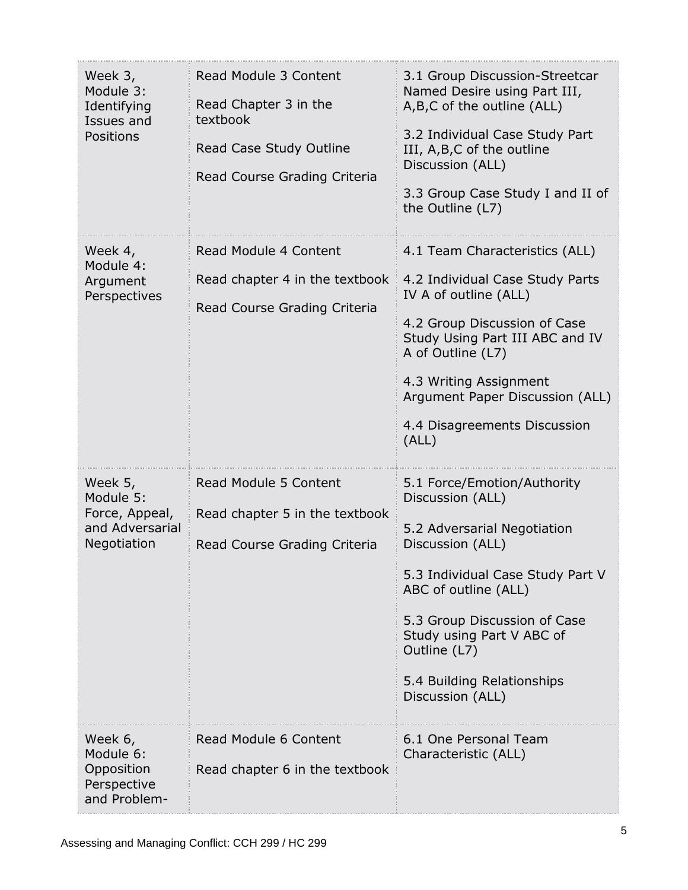| | | |
|---|---|---|
| Week 3, Module 3: Identifying Issues and Positions | Read Module 3 Content<br><br>Read Chapter 3 in the textbook<br><br>Read Case Study Outline<br><br>Read Course Grading Criteria | 3.1 Group Discussion-Streetcar Named Desire using Part III, A,B,C of the outline (ALL)<br><br>3.2 Individual Case Study Part III, A,B,C of the outline Discussion (ALL)<br><br>3.3 Group Case Study I and II of the Outline (L7) |
| Week 4, Module 4: Argument Perspectives | Read Module 4 Content<br><br>Read chapter 4 in the textbook<br><br>Read Course Grading Criteria | 4.1 Team Characteristics (ALL)<br><br>4.2 Individual Case Study Parts IV A of outline (ALL)<br><br>4.2 Group Discussion of Case Study Using Part III ABC and IV A of Outline (L7)<br><br>4.3 Writing Assignment Argument Paper Discussion (ALL)<br><br>4.4 Disagreements Discussion (ALL) |
| Week 5, Module 5: Force, Appeal, and Adversarial Negotiation | Read Module 5 Content<br><br>Read chapter 5 in the textbook<br><br>Read Course Grading Criteria | 5.1 Force/Emotion/Authority Discussion (ALL)<br><br>5.2 Adversarial Negotiation Discussion (ALL)<br><br>5.3 Individual Case Study Part V ABC of outline (ALL)<br><br>5.3 Group Discussion of Case Study using Part V ABC of Outline (L7)<br><br>5.4 Building Relationships Discussion (ALL) |
| Week 6, Module 6: Opposition Perspective and Problem- | Read Module 6 Content<br><br>Read chapter 6 in the textbook | 6.1 One Personal Team Characteristic (ALL) |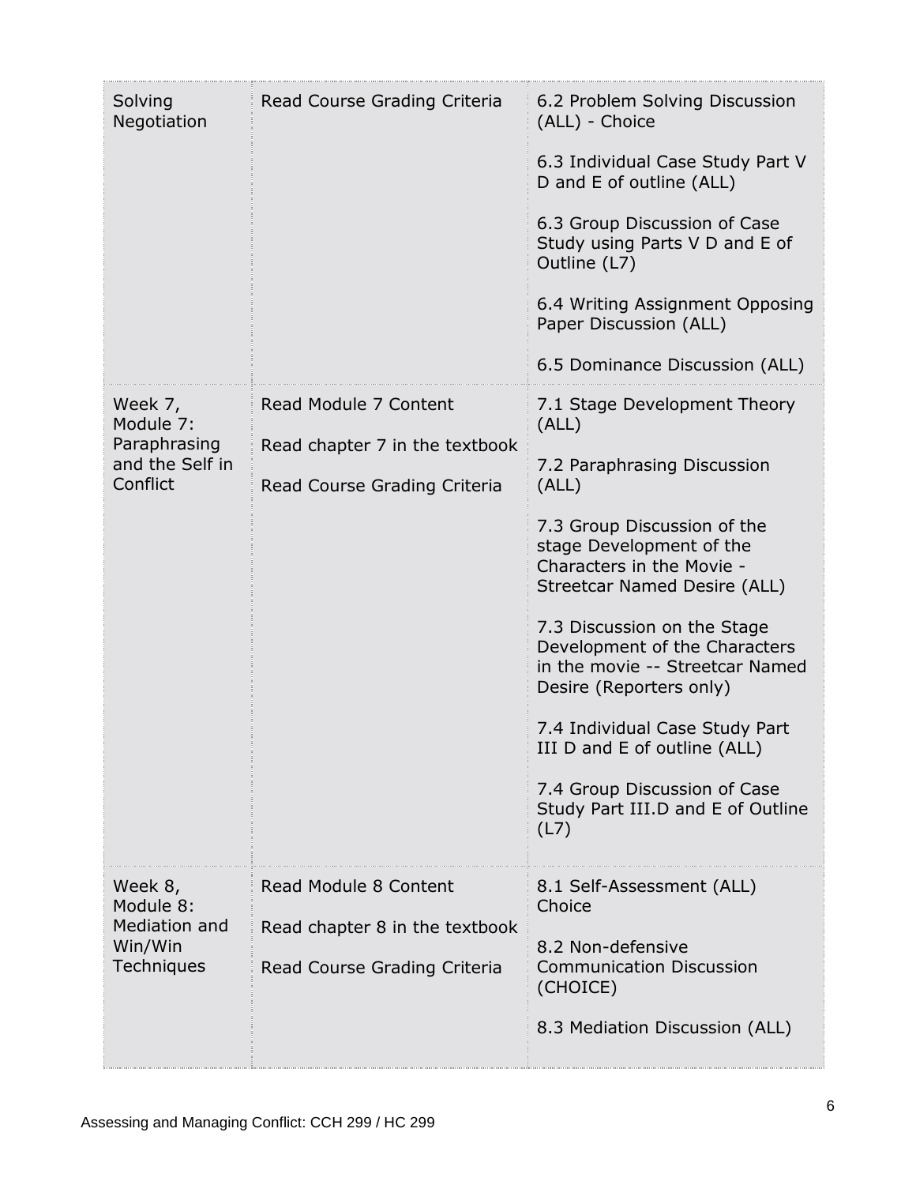| | | |
|---|---|---|
| Solving Negotiation | Read Course Grading Criteria | 6.2 Problem Solving Discussion (ALL) - Choice<br><br>6.3 Individual Case Study Part V D and E of outline (ALL)<br><br>6.3 Group Discussion of Case Study using Parts V D and E of Outline (L7)<br><br>6.4 Writing Assignment Opposing Paper Discussion (ALL)<br><br>6.5 Dominance Discussion (ALL) |
| Week 7, Module 7: Paraphrasing and the Self in Conflict | Read Module 7 Content<br><br>Read chapter 7 in the textbook<br><br>Read Course Grading Criteria | 7.1 Stage Development Theory (ALL)<br><br>7.2 Paraphrasing Discussion (ALL)<br><br>7.3 Group Discussion of the stage Development of the Characters in the Movie - Streetcar Named Desire (ALL)<br><br>7.3 Discussion on the Stage Development of the Characters in the movie -- Streetcar Named Desire (Reporters only)<br><br>7.4 Individual Case Study Part III D and E of outline (ALL)<br><br>7.4 Group Discussion of Case Study Part III.D and E of Outline (L7) |
| Week 8, Module 8: Mediation and Win/Win Techniques | Read Module 8 Content<br><br>Read chapter 8 in the textbook<br><br>Read Course Grading Criteria | 8.1 Self-Assessment (ALL) Choice<br><br>8.2 Non-defensive Communication Discussion (CHOICE)<br><br>8.3 Mediation Discussion (ALL) |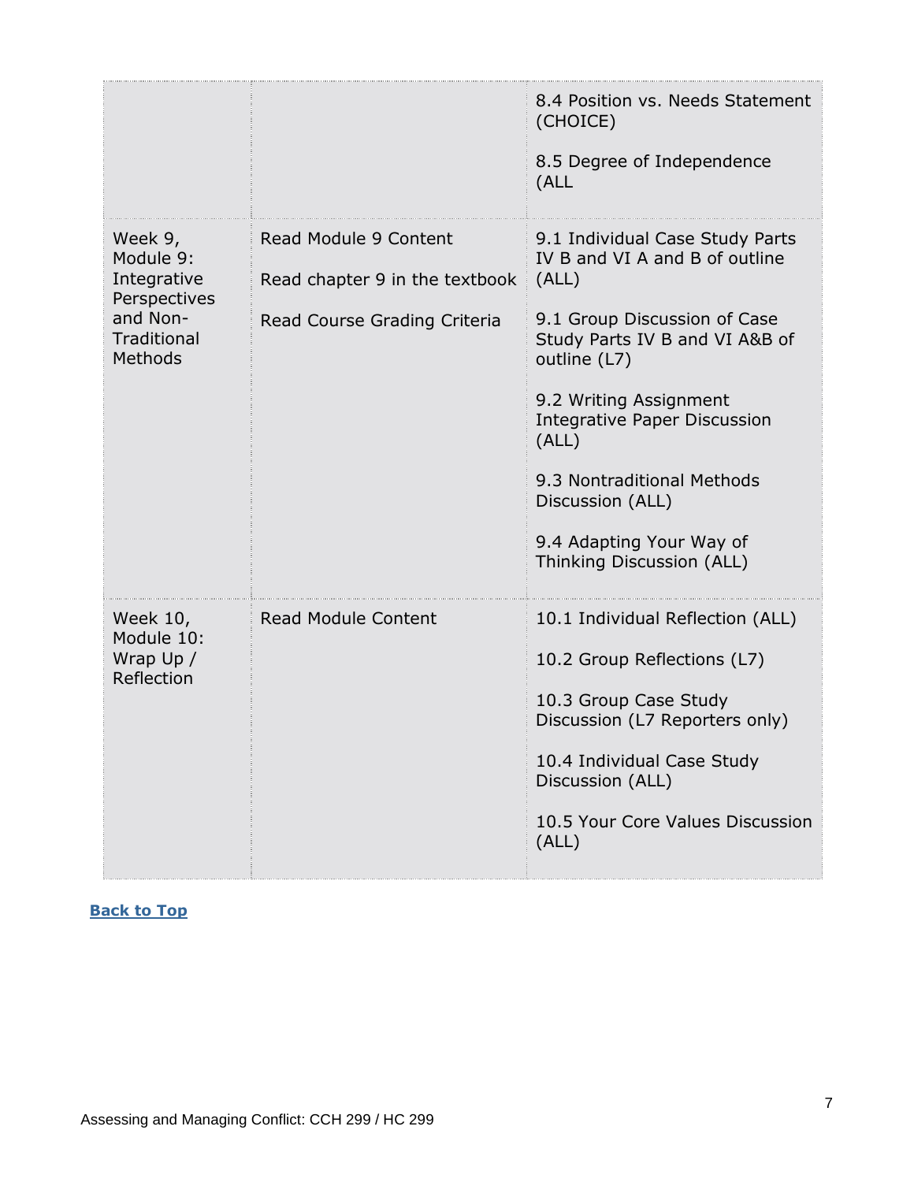| | | |
|---|---|---|
| | | 8.4 Position vs. Needs Statement (CHOICE)<br><br>8.5 Degree of Independence (ALL |
| Week 9, Module 9: Integrative Perspectives and Non-Traditional Methods | Read Module 9 Content<br><br>Read chapter 9 in the textbook<br><br>Read Course Grading Criteria | 9.1 Individual Case Study Parts IV B and VI A and B of outline (ALL)<br><br>9.1 Group Discussion of Case Study Parts IV B and VI A&B of outline (L7)<br><br>9.2 Writing Assignment Integrative Paper Discussion (ALL)<br><br>9.3 Nontraditional Methods Discussion (ALL)<br><br>9.4 Adapting Your Way of Thinking Discussion (ALL) |
| Week 10, Module 10: Wrap Up / Reflection | Read Module Content | 10.1 Individual Reflection (ALL)<br><br>10.2 Group Reflections (L7)<br><br>10.3 Group Case Study Discussion (L7 Reporters only)<br><br>10.4 Individual Case Study Discussion (ALL)<br><br>10.5 Your Core Values Discussion (ALL) |

**Back to Top**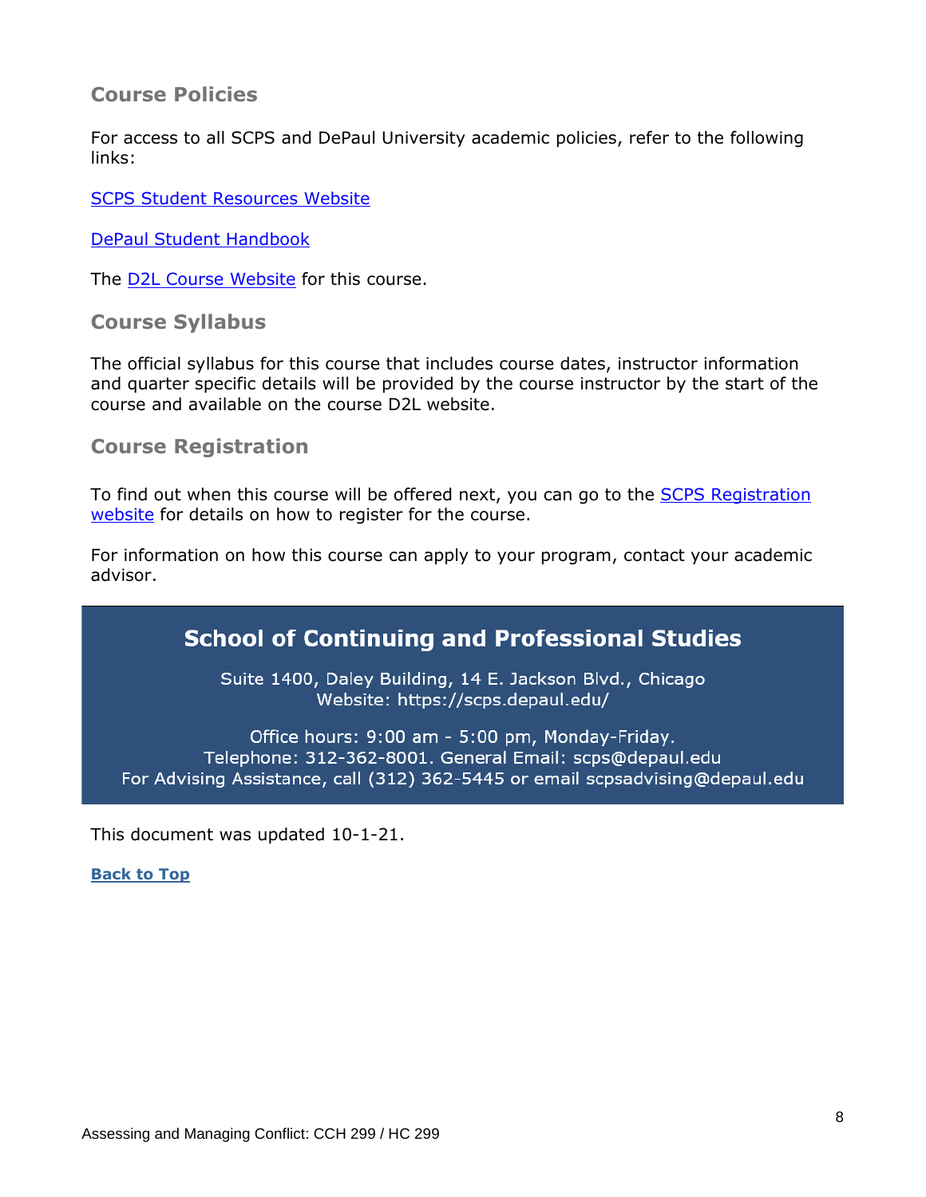## Course Policies

For access to all SCPS and DePaul University academic policies, refer to the following links:

SCPS Student Resources Website

DePaul Student Handbook

The D2L Course Website for this course.

## Course Syllabus

The official syllabus for this course that includes course dates, instructor information and quarter specific details will be provided by the course instructor by the start of the course and available on the course D2L website.

## Course Registration

To find out when this course will be offered next, you can go to the SCPS Registration website for details on how to register for the course.

For information on how this course can apply to your program, contact your academic advisor.

## School of Continuing and Professional Studies

Suite 1400, Daley Building, 14 E. Jackson Blvd., Chicago
Website: https://scps.depaul.edu/

Office hours: 9:00 am - 5:00 pm, Monday-Friday.
Telephone: 312-362-8001. General Email: scps@depaul.edu
For Advising Assistance, call (312) 362-5445 or email scpsadvising@depaul.edu

This document was updated 10-1-21.

**Back to Top**